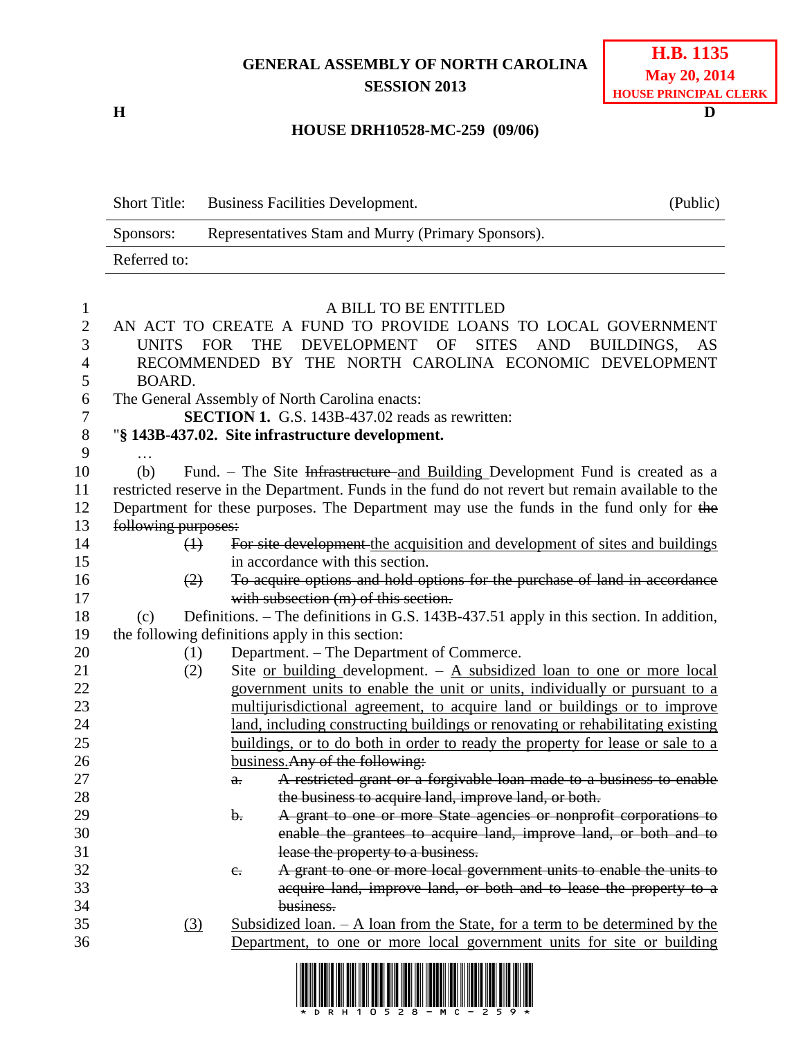**GENERAL ASSEMBLY OF NORTH CAROLINA**
**SESSION 2013**

**H.B. 1135**
**May 20, 2014**
**HOUSE PRINCIPAL CLERK**

**H** **D**

**HOUSE DRH10528-MC-259 (09/06)**

| | | |
|---|---|---|
| Short Title: | Business Facilities Development. | (Public) |
| Sponsors: | Representatives Stam and Murry (Primary Sponsors). | |
| Referred to: | | |

A BILL TO BE ENTITLED

AN ACT TO CREATE A FUND TO PROVIDE LOANS TO LOCAL GOVERNMENT UNITS FOR THE DEVELOPMENT OF SITES AND BUILDINGS, AS RECOMMENDED BY THE NORTH CAROLINA ECONOMIC DEVELOPMENT BOARD.

The General Assembly of North Carolina enacts:

**SECTION 1.** G.S. 143B-437.02 reads as rewritten:

"**§ 143B-437.02. Site infrastructure development.**

…

(b) Fund. – The Site ~~Infrastructure~~ and Building Development Fund is created as a restricted reserve in the Department. Funds in the fund do not revert but remain available to the Department for these purposes. The Department may use the funds in the fund only for ~~the following purposes:~~

~~(1)~~ ~~For site development~~ the acquisition and development of sites and buildings in accordance with this section.

~~(2) To acquire options and hold options for the purchase of land in accordance with subsection (m) of this section.~~

(c) Definitions. – The definitions in G.S. 143B-437.51 apply in this section. In addition, the following definitions apply in this section:

(1) Department. – The Department of Commerce.

(2) Site or building development. – A subsidized loan to one or more local government units to enable the unit or units, individually or pursuant to a multijurisdictional agreement, to acquire land or buildings or to improve land, including constructing buildings or renovating or rehabilitating existing buildings, or to do both in order to ready the property for lease or sale to a business.~~Any of the following:~~

~~a. A restricted grant or a forgivable loan made to a business to enable the business to acquire land, improve land, or both.~~

~~b. A grant to one or more State agencies or nonprofit corporations to enable the grantees to acquire land, improve land, or both and to lease the property to a business.~~

~~c. A grant to one or more local government units to enable the units to acquire land, improve land, or both and to lease the property to a business.~~

(3) Subsidized loan. – A loan from the State, for a term to be determined by the Department, to one or more local government units for site or building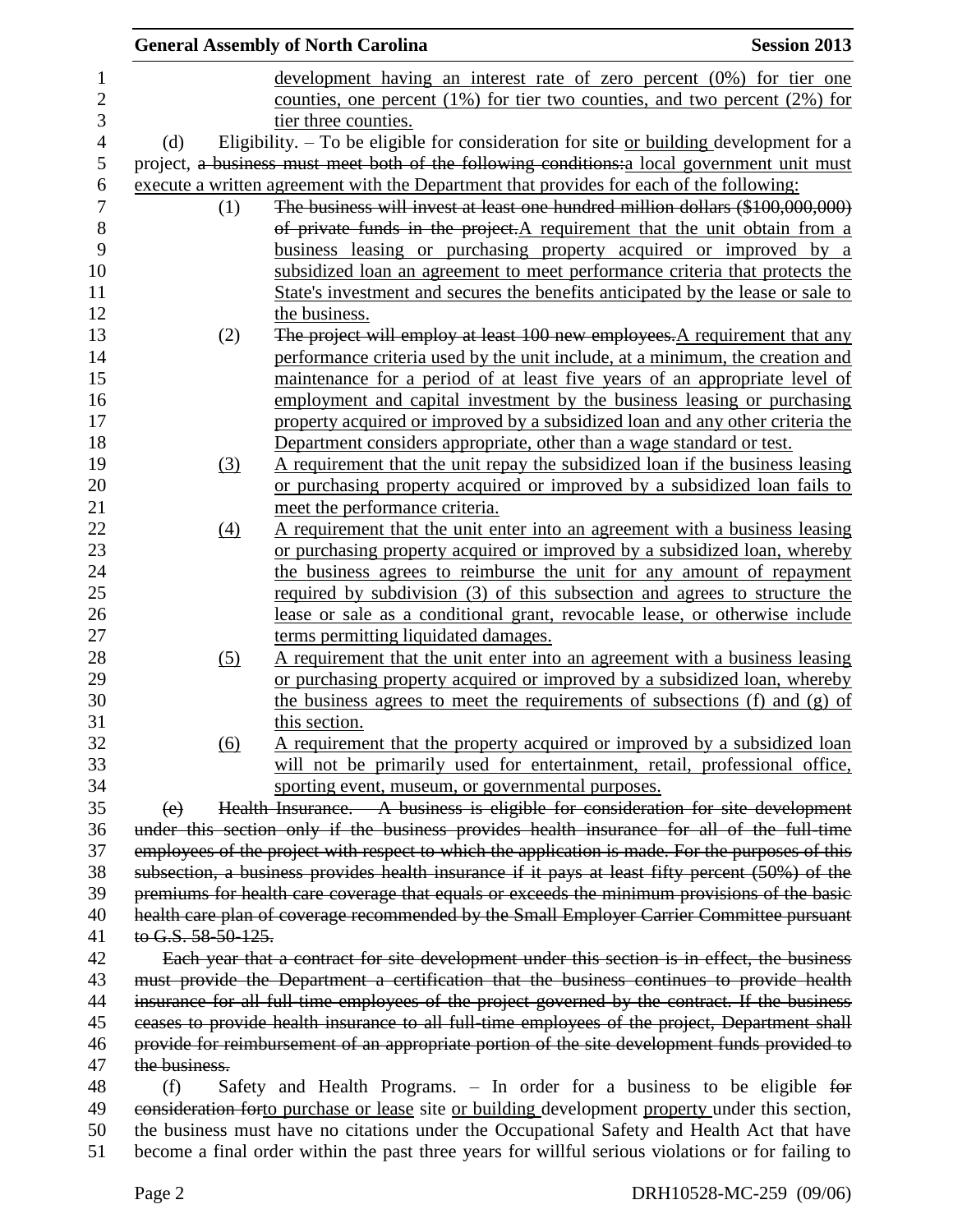development having an interest rate of zero percent (0%) for tier one counties, one percent (1%) for tier two counties, and two percent (2%) for tier three counties.

(d) Eligibility. – To be eligible for consideration for site or building development for a project, a business must meet both of the following conditions:a local government unit must execute a written agreement with the Department that provides for each of the following:

(1) The business will invest at least one hundred million dollars ($100,000,000) of private funds in the project.A requirement that the unit obtain from a business leasing or purchasing property acquired or improved by a subsidized loan an agreement to meet performance criteria that protects the State's investment and secures the benefits anticipated by the lease or sale to the business.

(2) The project will employ at least 100 new employees.A requirement that any performance criteria used by the unit include, at a minimum, the creation and maintenance for a period of at least five years of an appropriate level of employment and capital investment by the business leasing or purchasing property acquired or improved by a subsidized loan and any other criteria the Department considers appropriate, other than a wage standard or test.

(3) A requirement that the unit repay the subsidized loan if the business leasing or purchasing property acquired or improved by a subsidized loan fails to meet the performance criteria.

(4) A requirement that the unit enter into an agreement with a business leasing or purchasing property acquired or improved by a subsidized loan, whereby the business agrees to reimburse the unit for any amount of repayment required by subdivision (3) of this subsection and agrees to structure the lease or sale as a conditional grant, revocable lease, or otherwise include terms permitting liquidated damages.

(5) A requirement that the unit enter into an agreement with a business leasing or purchasing property acquired or improved by a subsidized loan, whereby the business agrees to meet the requirements of subsections (f) and (g) of this section.

(6) A requirement that the property acquired or improved by a subsidized loan will not be primarily used for entertainment, retail, professional office, sporting event, museum, or governmental purposes.

(e) Health Insurance. – A business is eligible for consideration for site development under this section only if the business provides health insurance for all of the full-time employees of the project with respect to which the application is made. For the purposes of this subsection, a business provides health insurance if it pays at least fifty percent (50%) of the premiums for health care coverage that equals or exceeds the minimum provisions of the basic health care plan of coverage recommended by the Small Employer Carrier Committee pursuant to G.S. 58-50-125.

Each year that a contract for site development under this section is in effect, the business must provide the Department a certification that the business continues to provide health insurance for all full-time employees of the project governed by the contract. If the business ceases to provide health insurance to all full-time employees of the project, Department shall provide for reimbursement of an appropriate portion of the site development funds provided to the business.

(f) Safety and Health Programs. – In order for a business to be eligible for consideration forto purchase or lease site or building development property under this section, the business must have no citations under the Occupational Safety and Health Act that have become a final order within the past three years for willful serious violations or for failing to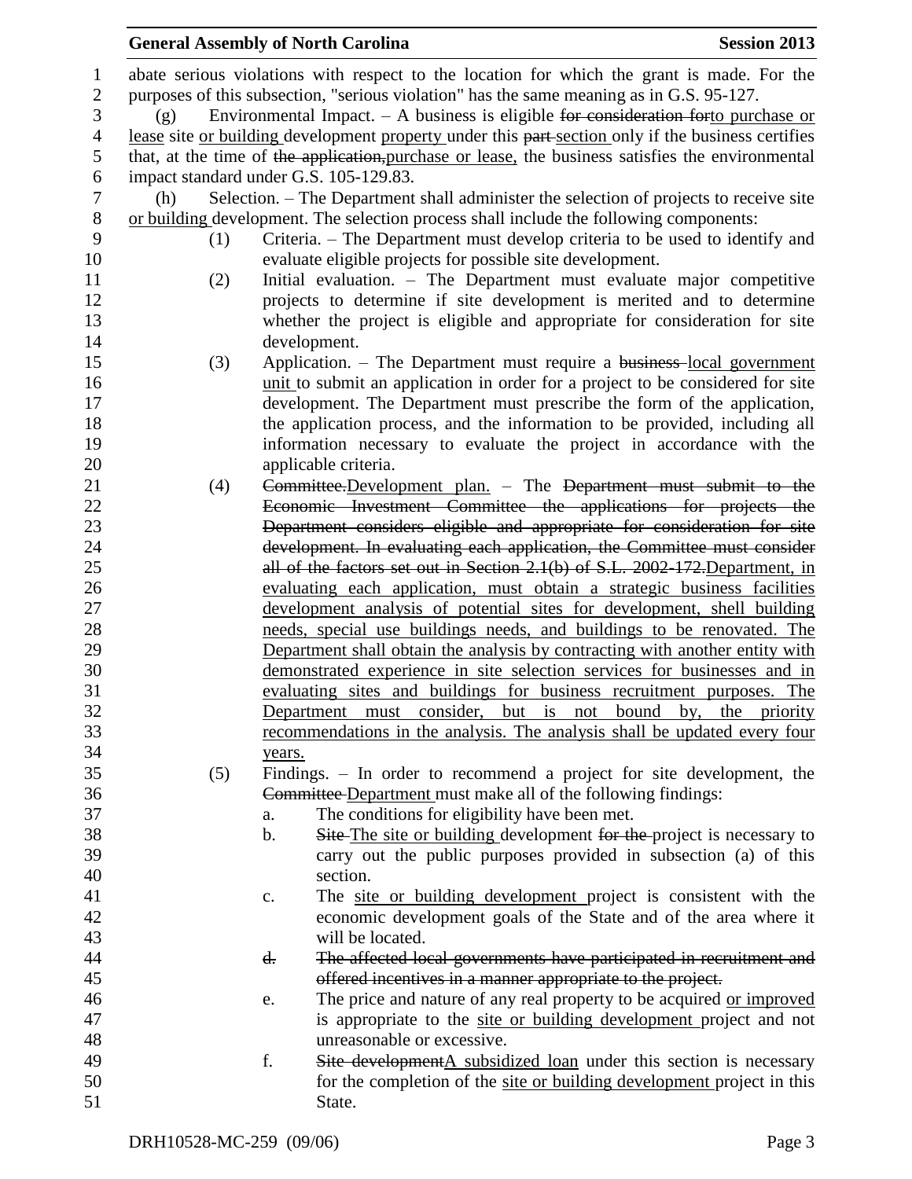abate serious violations with respect to the location for which the grant is made. For the purposes of this subsection, "serious violation" has the same meaning as in G.S. 95-127.

(g) Environmental Impact. – A business is eligible ~~for consideration for~~to purchase or lease site or building development property under this ~~part~~ section only if the business certifies that, at the time of ~~the application,~~purchase or lease, the business satisfies the environmental impact standard under G.S. 105-129.83.

(h) Selection. – The Department shall administer the selection of projects to receive site or building development. The selection process shall include the following components:

(1) Criteria. – The Department must develop criteria to be used to identify and evaluate eligible projects for possible site development.

(2) Initial evaluation. – The Department must evaluate major competitive projects to determine if site development is merited and to determine whether the project is eligible and appropriate for consideration for site development.

(3) Application. – The Department must require a ~~business~~ local government unit to submit an application in order for a project to be considered for site development. The Department must prescribe the form of the application, the application process, and the information to be provided, including all information necessary to evaluate the project in accordance with the applicable criteria.

(4) ~~Committee.~~Development plan. – The ~~Department must submit to the Economic Investment Committee the applications for projects the Department considers eligible and appropriate for consideration for site development. In evaluating each application, the Committee must consider all of the factors set out in Section 2.1(b) of S.L. 2002-172.~~Department, in evaluating each application, must obtain a strategic business facilities development analysis of potential sites for development, shell building needs, special use buildings needs, and buildings to be renovated. The Department shall obtain the analysis by contracting with another entity with demonstrated experience in site selection services for businesses and in evaluating sites and buildings for business recruitment purposes. The Department must consider, but is not bound by, the priority recommendations in the analysis. The analysis shall be updated every four years.

(5) Findings. – In order to recommend a project for site development, the ~~Committee~~ Department must make all of the following findings:

a. The conditions for eligibility have been met.

b. ~~Site~~ The site or building development ~~for the~~ project is necessary to carry out the public purposes provided in subsection (a) of this section.

c. The site or building development project is consistent with the economic development goals of the State and of the area where it will be located.

~~d. The affected local governments have participated in recruitment and offered incentives in a manner appropriate to the project.~~

e. The price and nature of any real property to be acquired or improved is appropriate to the site or building development project and not unreasonable or excessive.

f. ~~Site development~~A subsidized loan under this section is necessary for the completion of the site or building development project in this State.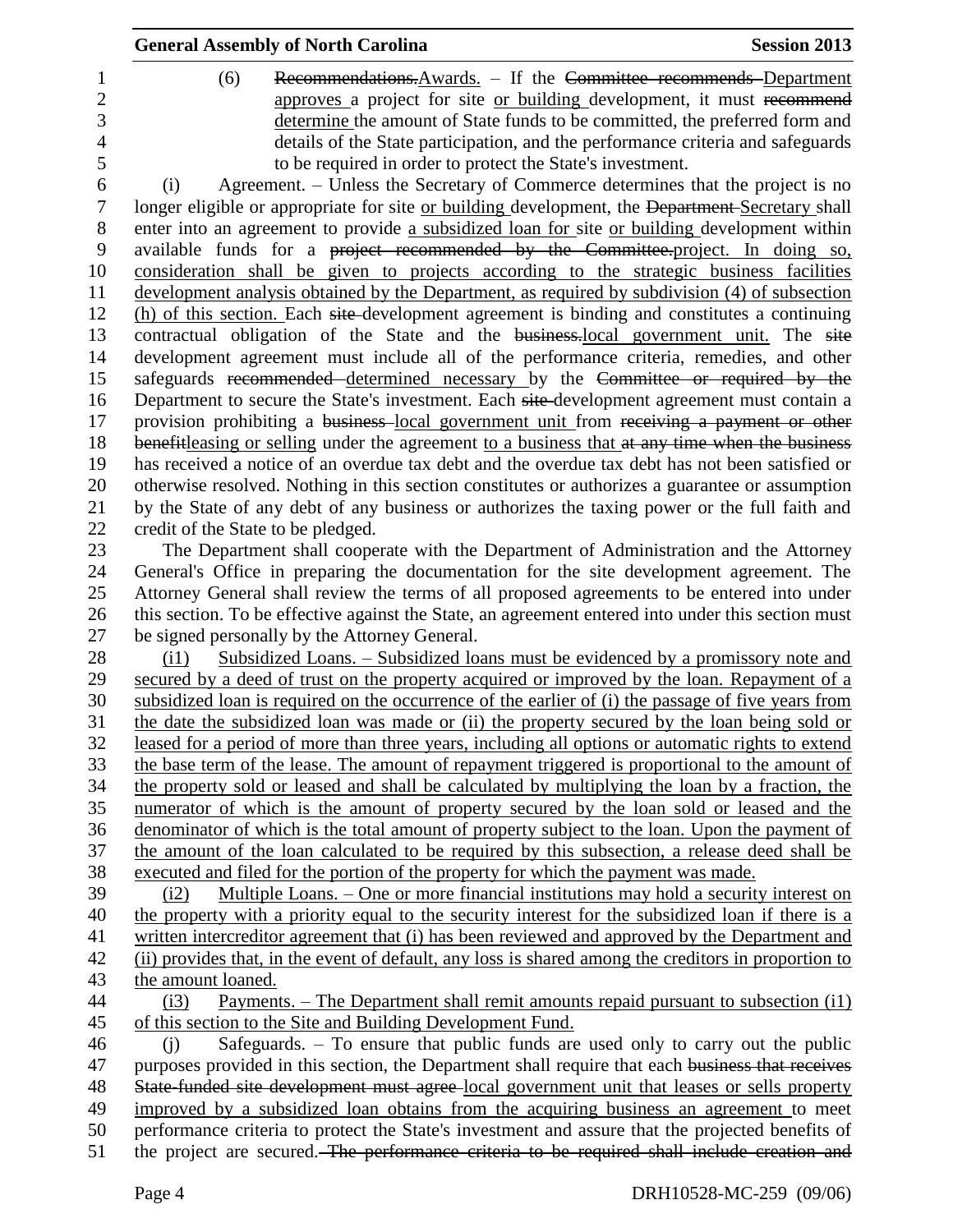(6) ~~Recommendations.~~Awards. – If the ~~Committee recommends~~ Department approves a project for site or building development, it must ~~recommend~~ determine the amount of State funds to be committed, the preferred form and details of the State participation, and the performance criteria and safeguards to be required in order to protect the State's investment.

(i) Agreement. – Unless the Secretary of Commerce determines that the project is no longer eligible or appropriate for site or building development, the ~~Department~~ Secretary shall enter into an agreement to provide a subsidized loan for site or building development within available funds for a ~~project recommended by the Committee.~~project. In doing so, consideration shall be given to projects according to the strategic business facilities development analysis obtained by the Department, as required by subdivision (4) of subsection (h) of this section. Each ~~site~~ development agreement is binding and constitutes a continuing contractual obligation of the State and the ~~business.~~local government unit. The ~~site~~ development agreement must include all of the performance criteria, remedies, and other safeguards ~~recommended~~ determined necessary by the ~~Committee or required by the~~ Department to secure the State's investment. Each ~~site~~ development agreement must contain a provision prohibiting a ~~business~~ local government unit from ~~receiving a payment or other benefit~~leasing or selling under the agreement to a business that ~~at any time when the business~~ has received a notice of an overdue tax debt and the overdue tax debt has not been satisfied or otherwise resolved. Nothing in this section constitutes or authorizes a guarantee or assumption by the State of any debt of any business or authorizes the taxing power or the full faith and credit of the State to be pledged.

The Department shall cooperate with the Department of Administration and the Attorney General's Office in preparing the documentation for the site development agreement. The Attorney General shall review the terms of all proposed agreements to be entered into under this section. To be effective against the State, an agreement entered into under this section must be signed personally by the Attorney General.

(i1) Subsidized Loans. – Subsidized loans must be evidenced by a promissory note and secured by a deed of trust on the property acquired or improved by the loan. Repayment of a subsidized loan is required on the occurrence of the earlier of (i) the passage of five years from the date the subsidized loan was made or (ii) the property secured by the loan being sold or leased for a period of more than three years, including all options or automatic rights to extend the base term of the lease. The amount of repayment triggered is proportional to the amount of the property sold or leased and shall be calculated by multiplying the loan by a fraction, the numerator of which is the amount of property secured by the loan sold or leased and the denominator of which is the total amount of property subject to the loan. Upon the payment of the amount of the loan calculated to be required by this subsection, a release deed shall be executed and filed for the portion of the property for which the payment was made.

(i2) Multiple Loans. – One or more financial institutions may hold a security interest on the property with a priority equal to the security interest for the subsidized loan if there is a written intercreditor agreement that (i) has been reviewed and approved by the Department and (ii) provides that, in the event of default, any loss is shared among the creditors in proportion to the amount loaned.

(i3) Payments. – The Department shall remit amounts repaid pursuant to subsection (i1) of this section to the Site and Building Development Fund.

(j) Safeguards. – To ensure that public funds are used only to carry out the public purposes provided in this section, the Department shall require that each ~~business that receives State-funded site development must agree~~ local government unit that leases or sells property improved by a subsidized loan obtains from the acquiring business an agreement to meet performance criteria to protect the State's investment and assure that the projected benefits of the project are secured. ~~The performance criteria to be required shall include creation and~~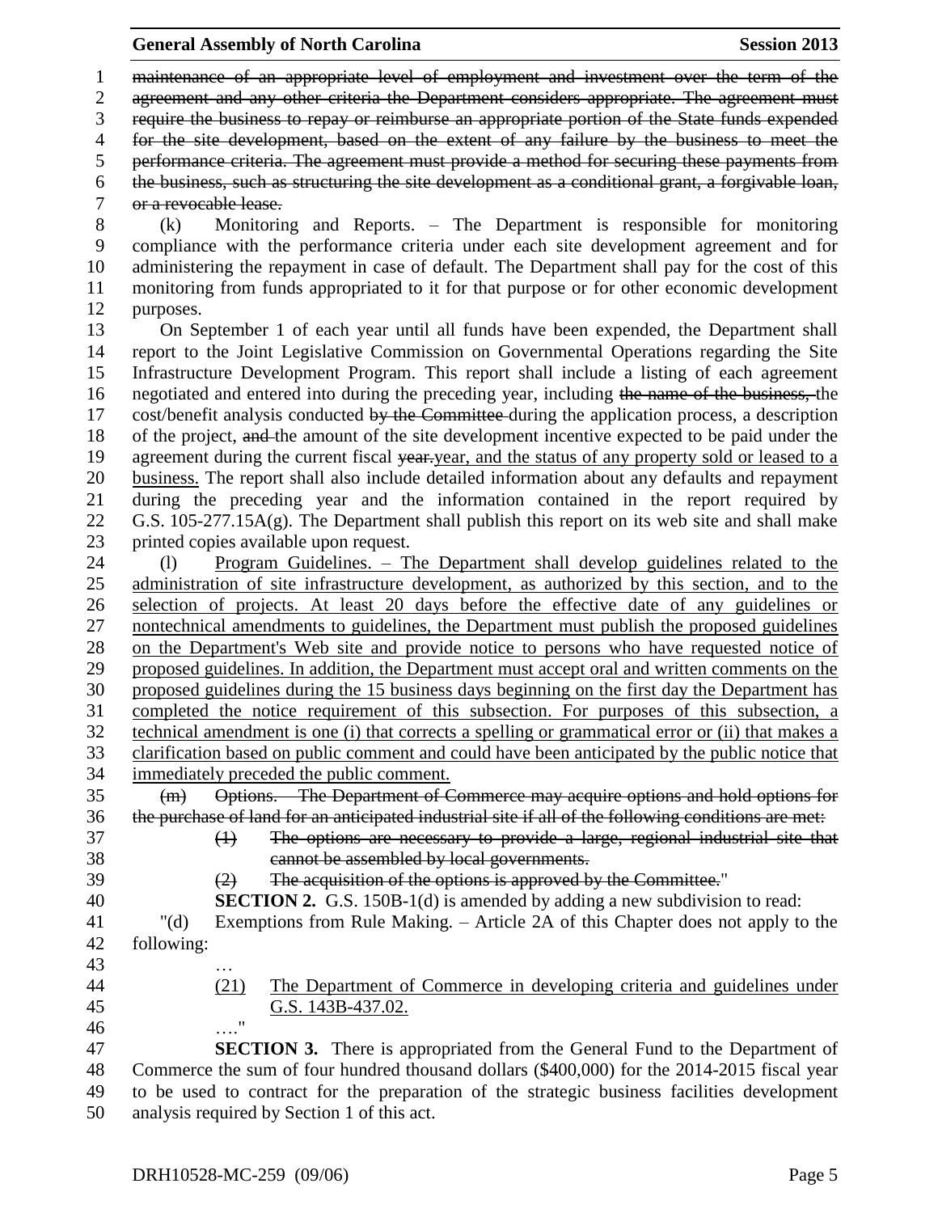~~maintenance of an appropriate level of employment and investment over the term of the agreement and any other criteria the Department considers appropriate. The agreement must require the business to repay or reimburse an appropriate portion of the State funds expended for the site development, based on the extent of any failure by the business to meet the performance criteria. The agreement must provide a method for securing these payments from the business, such as structuring the site development as a conditional grant, a forgivable loan, or a revocable lease.~~

(k) Monitoring and Reports. – The Department is responsible for monitoring compliance with the performance criteria under each site development agreement and for administering the repayment in case of default. The Department shall pay for the cost of this monitoring from funds appropriated to it for that purpose or for other economic development purposes.

On September 1 of each year until all funds have been expended, the Department shall report to the Joint Legislative Commission on Governmental Operations regarding the Site Infrastructure Development Program. This report shall include a listing of each agreement negotiated and entered into during the preceding year, including ~~the name of the business,~~ the cost/benefit analysis conducted ~~by the Committee~~ during the application process, a description of the project, ~~and~~ the amount of the site development incentive expected to be paid under the agreement during the current fiscal ~~year.~~year, and the status of any property sold or leased to a business. The report shall also include detailed information about any defaults and repayment during the preceding year and the information contained in the report required by G.S. 105-277.15A(g). The Department shall publish this report on its web site and shall make printed copies available upon request.

(l) Program Guidelines. – The Department shall develop guidelines related to the administration of site infrastructure development, as authorized by this section, and to the selection of projects. At least 20 days before the effective date of any guidelines or nontechnical amendments to guidelines, the Department must publish the proposed guidelines on the Department's Web site and provide notice to persons who have requested notice of proposed guidelines. In addition, the Department must accept oral and written comments on the proposed guidelines during the 15 business days beginning on the first day the Department has completed the notice requirement of this subsection. For purposes of this subsection, a technical amendment is one (i) that corrects a spelling or grammatical error or (ii) that makes a clarification based on public comment and could have been anticipated by the public notice that immediately preceded the public comment.

~~(m) Options. – The Department of Commerce may acquire options and hold options for the purchase of land for an anticipated industrial site if all of the following conditions are met:~~

~~(1) The options are necessary to provide a large, regional industrial site that cannot be assembled by local governments.~~

~~(2) The acquisition of the options is approved by the Committee.~~"

**SECTION 2.** G.S. 150B-1(d) is amended by adding a new subdivision to read:

"(d) Exemptions from Rule Making. – Article 2A of this Chapter does not apply to the following:

…

(21) The Department of Commerce in developing criteria and guidelines under G.S. 143B-437.02.

…."

**SECTION 3.** There is appropriated from the General Fund to the Department of Commerce the sum of four hundred thousand dollars ($400,000) for the 2014-2015 fiscal year to be used to contract for the preparation of the strategic business facilities development analysis required by Section 1 of this act.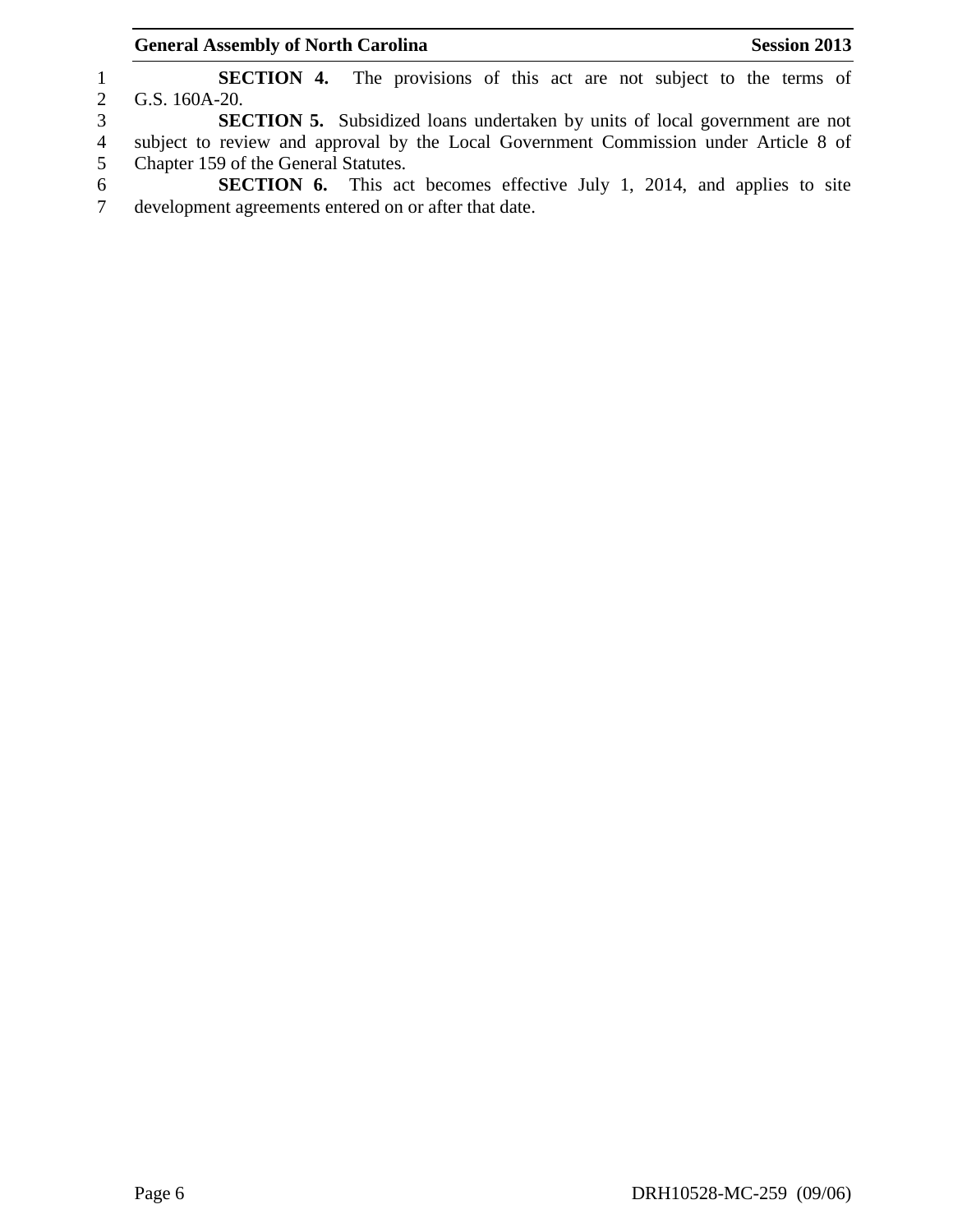**SECTION 4.** The provisions of this act are not subject to the terms of G.S. 160A-20.

**SECTION 5.** Subsidized loans undertaken by units of local government are not subject to review and approval by the Local Government Commission under Article 8 of Chapter 159 of the General Statutes.

**SECTION 6.** This act becomes effective July 1, 2014, and applies to site development agreements entered on or after that date.